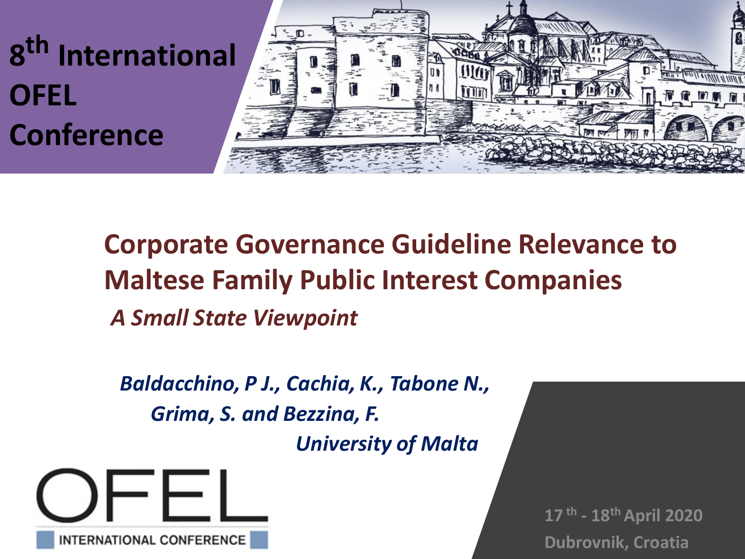8th International OFEL Conference

# Corporate Governance Guideline Relevance to Maltese Family Public Interest Companies

## *A Small State Viewpoint*

***Baldacchino, P J., Cachia, K., Tabone N., Grima, S. and Bezzina, F.***

***University of Malta***

OFEL INTERNATIONAL CONFERENCE

**17th - 18th April 2020**
**Dubrovnik, Croatia**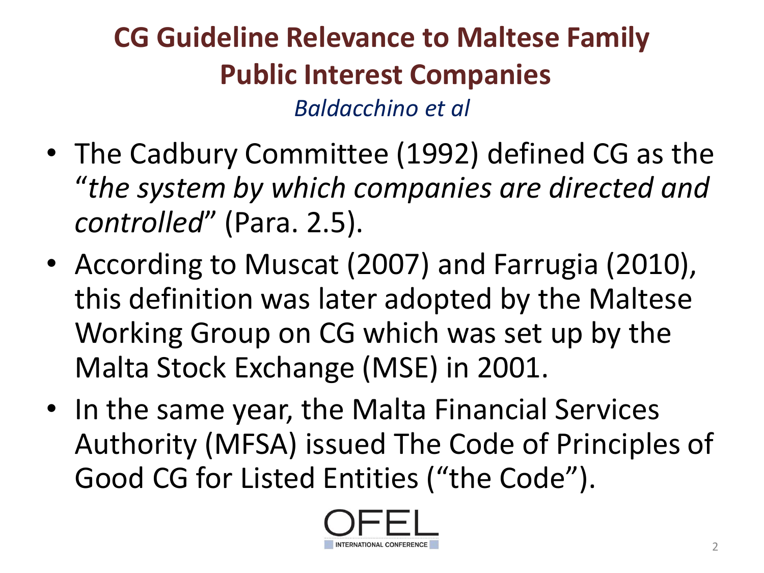# CG Guideline Relevance to Maltese Family Public Interest Companies

*Baldacchino et al*

- The Cadbury Committee (1992) defined CG as the "*the system by which companies are directed and controlled*" (Para. 2.5).
- According to Muscat (2007) and Farrugia (2010), this definition was later adopted by the Maltese Working Group on CG which was set up by the Malta Stock Exchange (MSE) in 2001.
- In the same year, the Malta Financial Services Authority (MFSA) issued The Code of Principles of Good CG for Listed Entities ("the Code").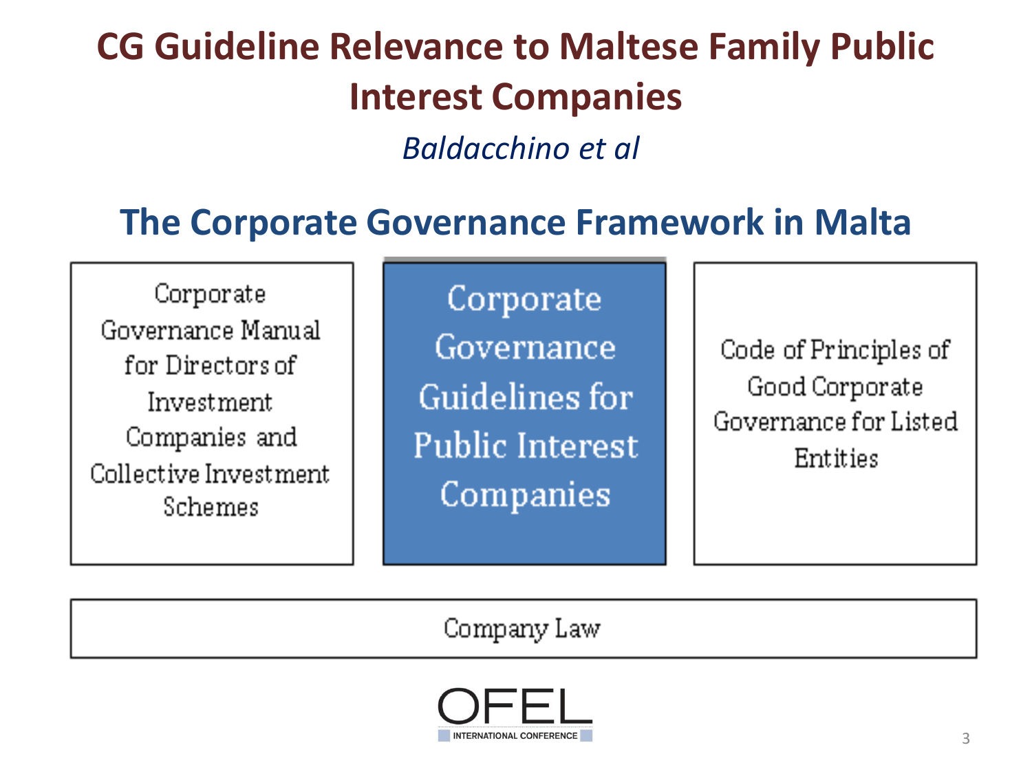# CG Guideline Relevance to Maltese Family Public Interest Companies

*Baldacchino et al*

## The Corporate Governance Framework in Malta

| Corporate Governance Manual for Directors of Investment Companies and Collective Investment Schemes | **Corporate Governance Guidelines for Public Interest Companies** | Code of Principles of Good Corporate Governance for Listed Entities |
|---|---|---|

Company Law

OFEL INTERNATIONAL CONFERENCE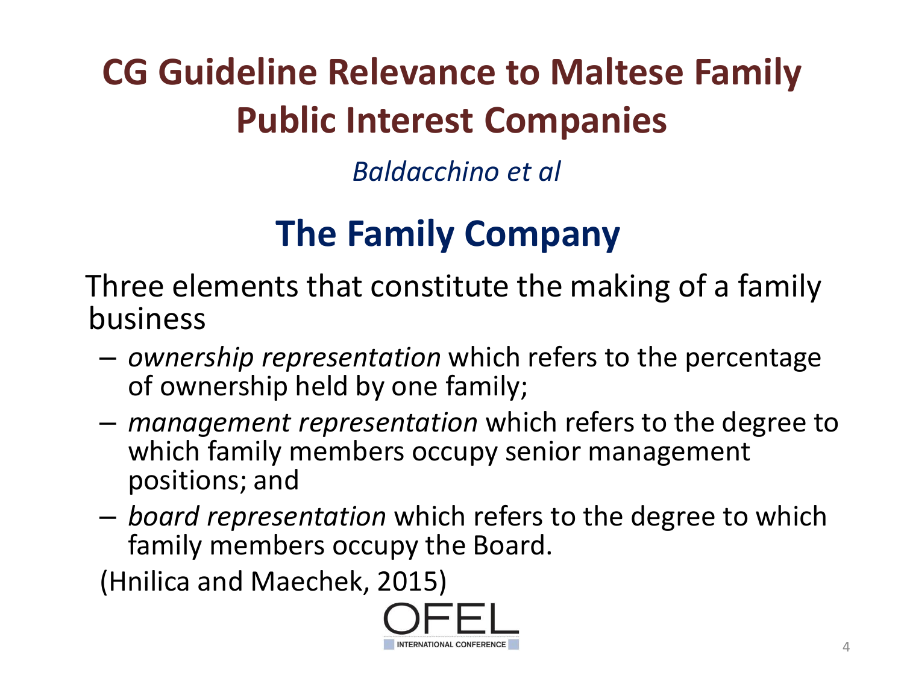# CG Guideline Relevance to Maltese Family Public Interest Companies

*Baldacchino et al*

## The Family Company

Three elements that constitute the making of a family business

- *ownership representation* which refers to the percentage of ownership held by one family;
- *management representation* which refers to the degree to which family members occupy senior management positions; and
- *board representation* which refers to the degree to which family members occupy the Board.

(Hnilica and Maechek, 2015)

OFEL INTERNATIONAL CONFERENCE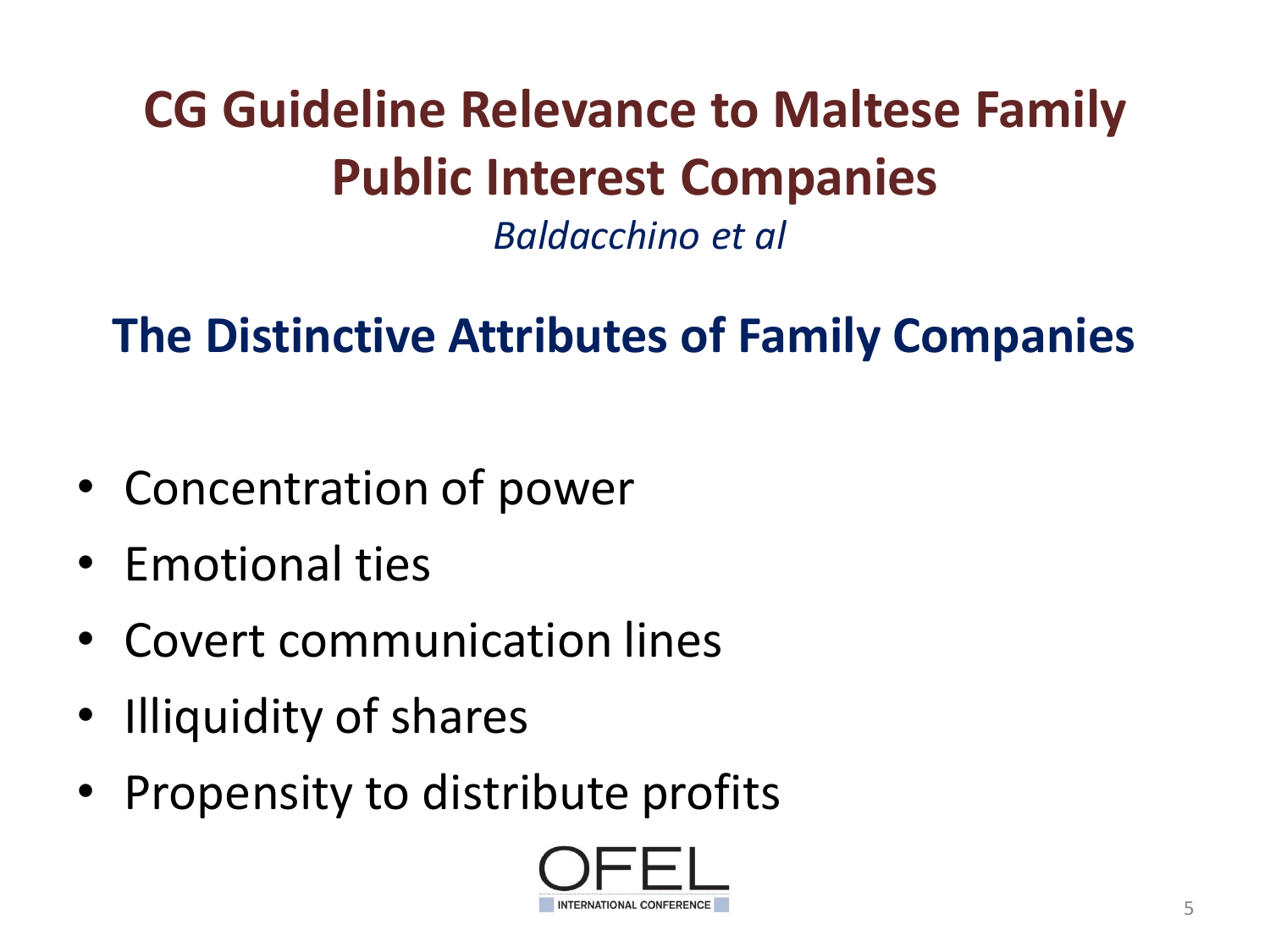# CG Guideline Relevance to Maltese Family Public Interest Companies

*Baldacchino et al*

## The Distinctive Attributes of Family Companies

- Concentration of power
- Emotional ties
- Covert communication lines
- Illiquidity of shares
- Propensity to distribute profits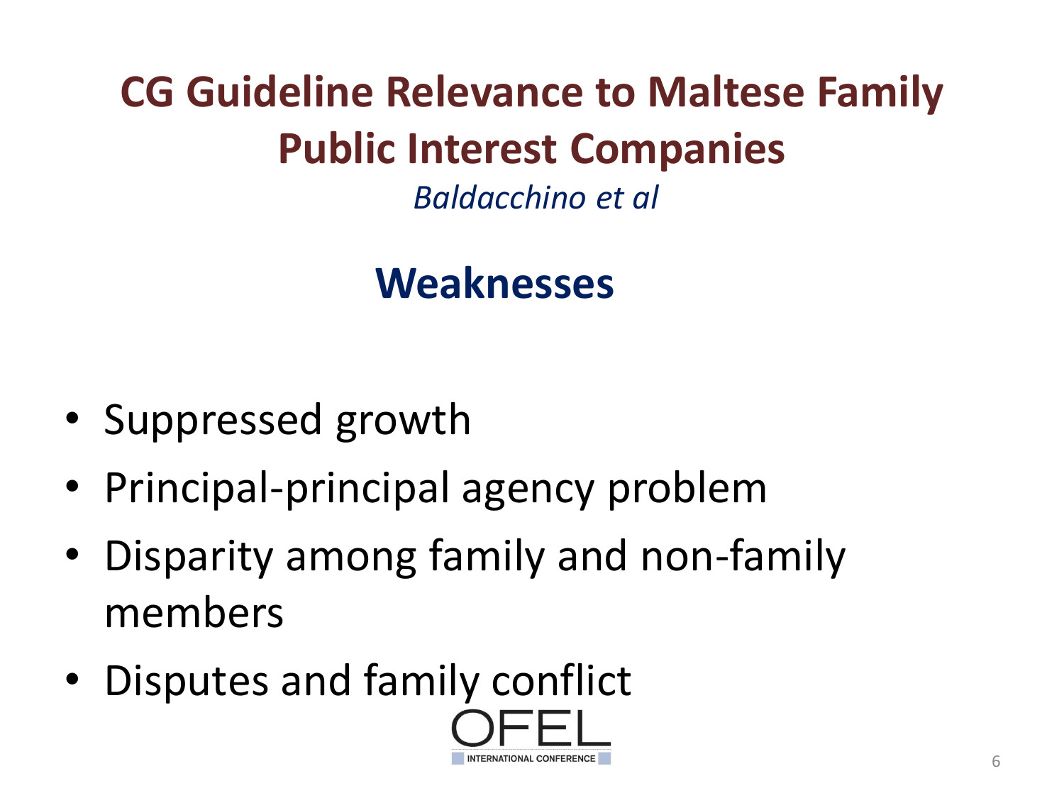# CG Guideline Relevance to Maltese Family Public Interest Companies

*Baldacchino et al*

## Weaknesses

- Suppressed growth
- Principal-principal agency problem
- Disparity among family and non-family members
- Disputes and family conflict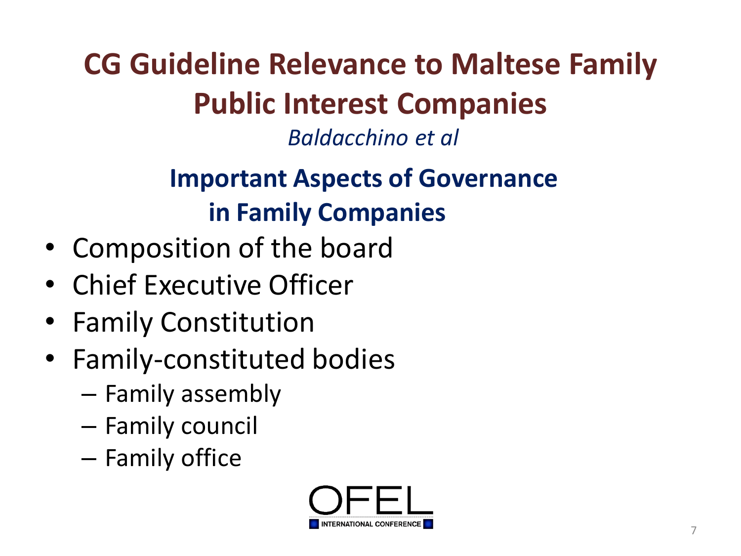# CG Guideline Relevance to Maltese Family Public Interest Companies

*Baldacchino et al*

## Important Aspects of Governance in Family Companies

- Composition of the board
- Chief Executive Officer
- Family Constitution
- Family-constituted bodies
  - Family assembly
  - Family council
  - Family office

OFEL INTERNATIONAL CONFERENCE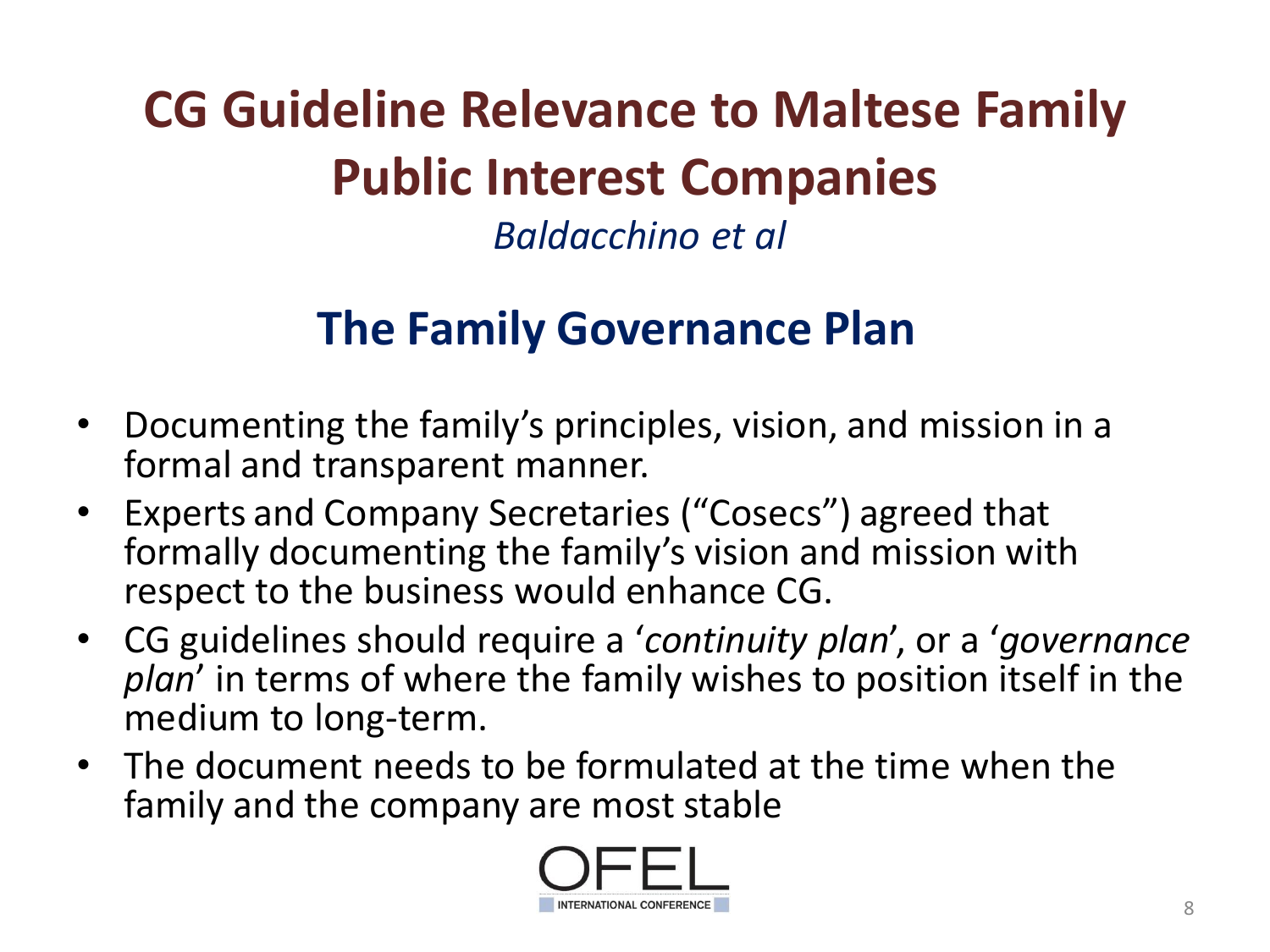# CG Guideline Relevance to Maltese Family Public Interest Companies

*Baldacchino et al*

## The Family Governance Plan

- Documenting the family's principles, vision, and mission in a formal and transparent manner.
- Experts and Company Secretaries ("Cosecs") agreed that formally documenting the family's vision and mission with respect to the business would enhance CG.
- CG guidelines should require a '*continuity plan*', or a '*governance plan*' in terms of where the family wishes to position itself in the medium to long-term.
- The document needs to be formulated at the time when the family and the company are most stable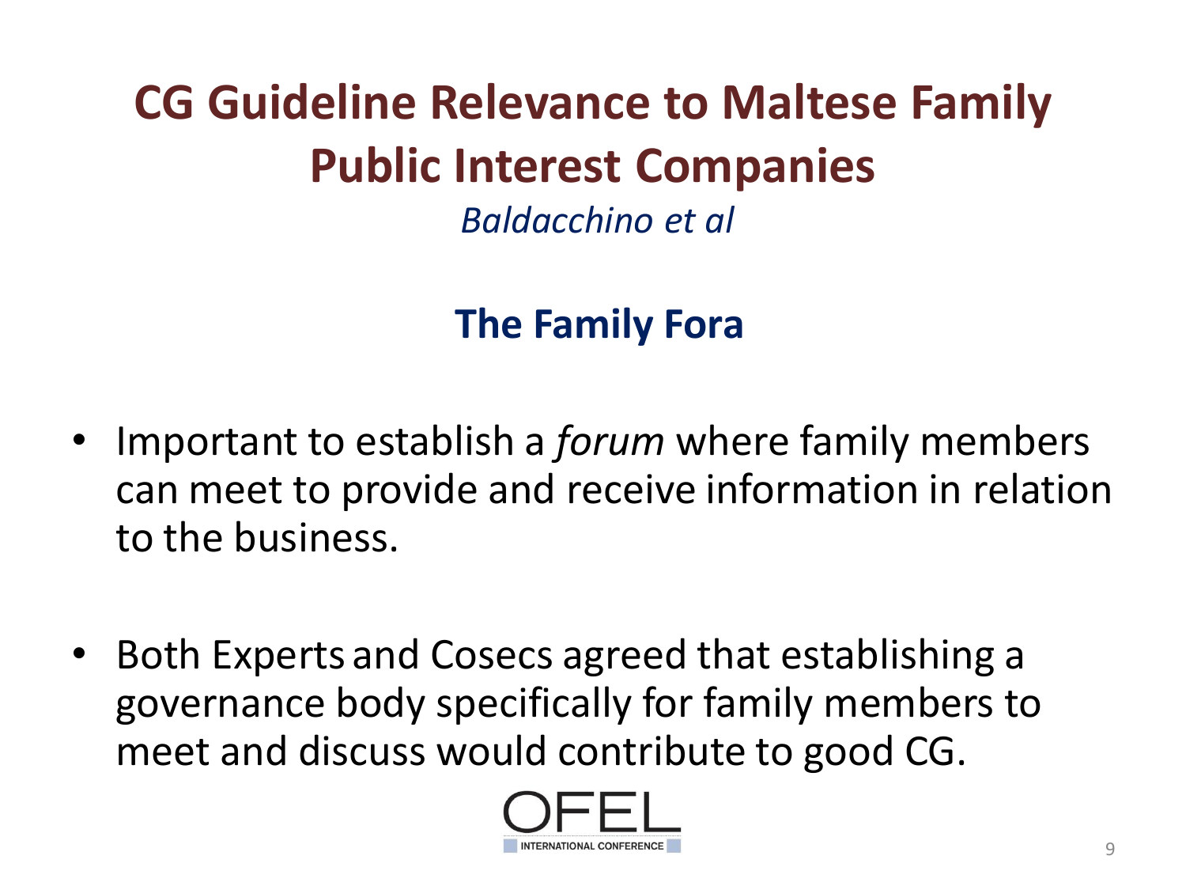# CG Guideline Relevance to Maltese Family Public Interest Companies

*Baldacchino et al*

## The Family Fora

- Important to establish a *forum* where family members can meet to provide and receive information in relation to the business.
- Both Experts and Cosecs agreed that establishing a governance body specifically for family members to meet and discuss would contribute to good CG.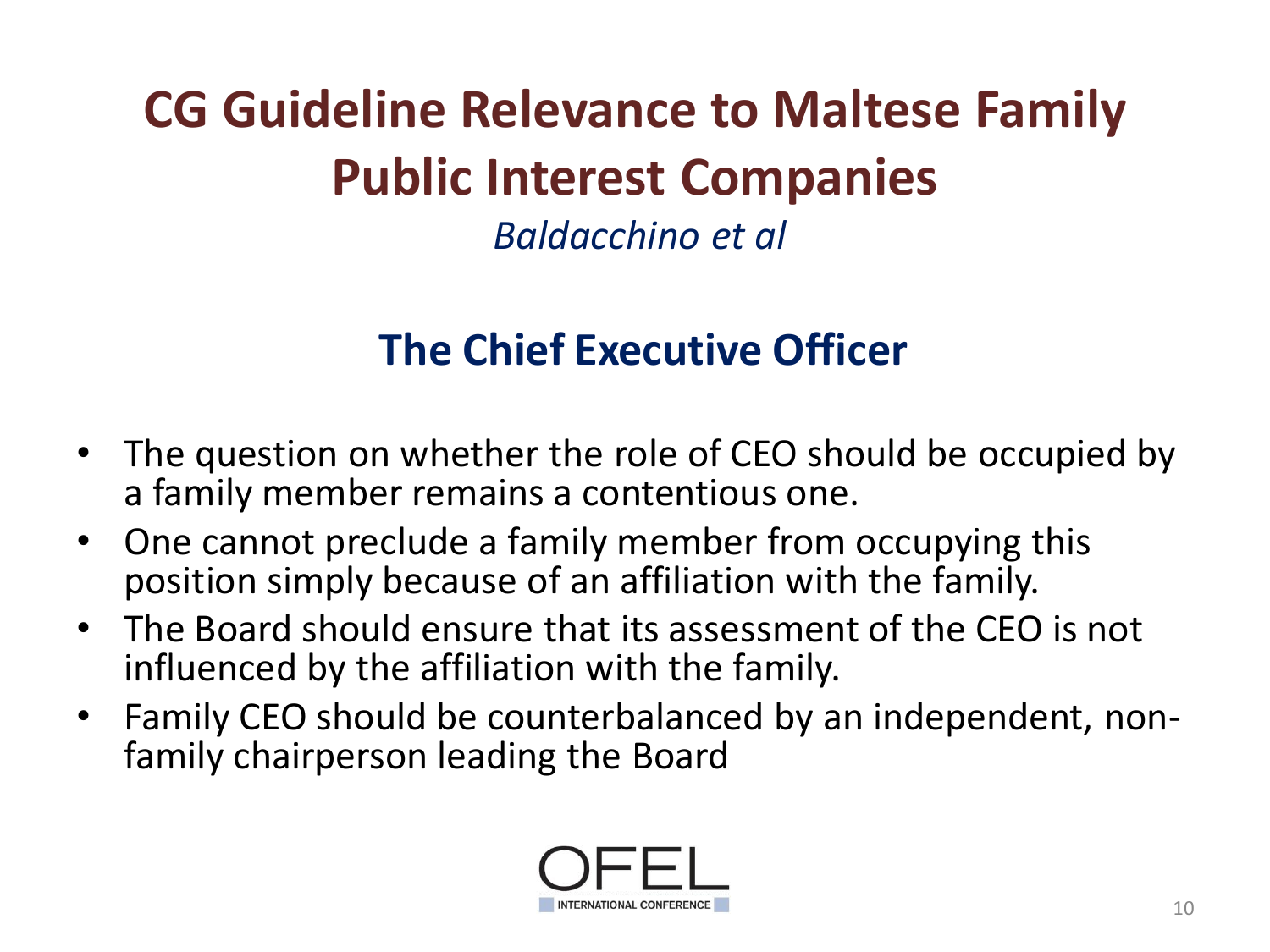# CG Guideline Relevance to Maltese Family Public Interest Companies

*Baldacchino et al*

## The Chief Executive Officer

- The question on whether the role of CEO should be occupied by a family member remains a contentious one.
- One cannot preclude a family member from occupying this position simply because of an affiliation with the family.
- The Board should ensure that its assessment of the CEO is not influenced by the affiliation with the family.
- Family CEO should be counterbalanced by an independent, non-family chairperson leading the Board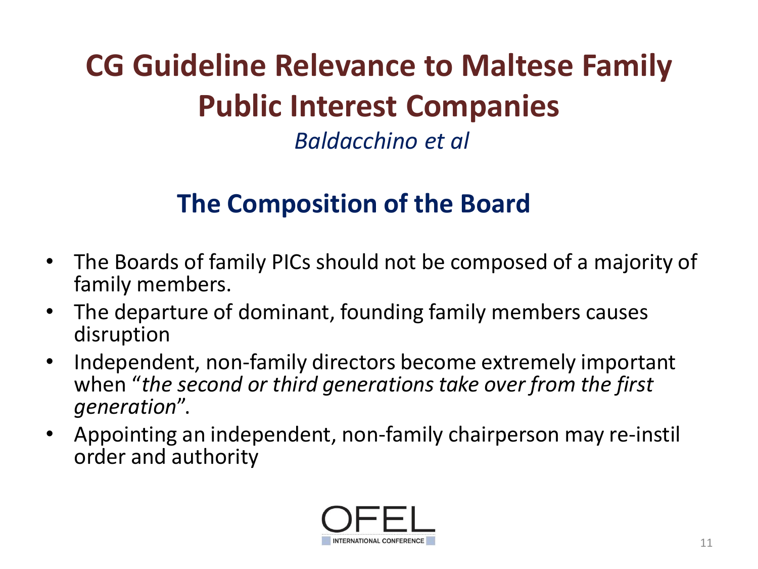# CG Guideline Relevance to Maltese Family Public Interest Companies

*Baldacchino et al*

## The Composition of the Board

- The Boards of family PICs should not be composed of a majority of family members.
- The departure of dominant, founding family members causes disruption
- Independent, non-family directors become extremely important when "*the second or third generations take over from the first generation*".
- Appointing an independent, non-family chairperson may re-instil order and authority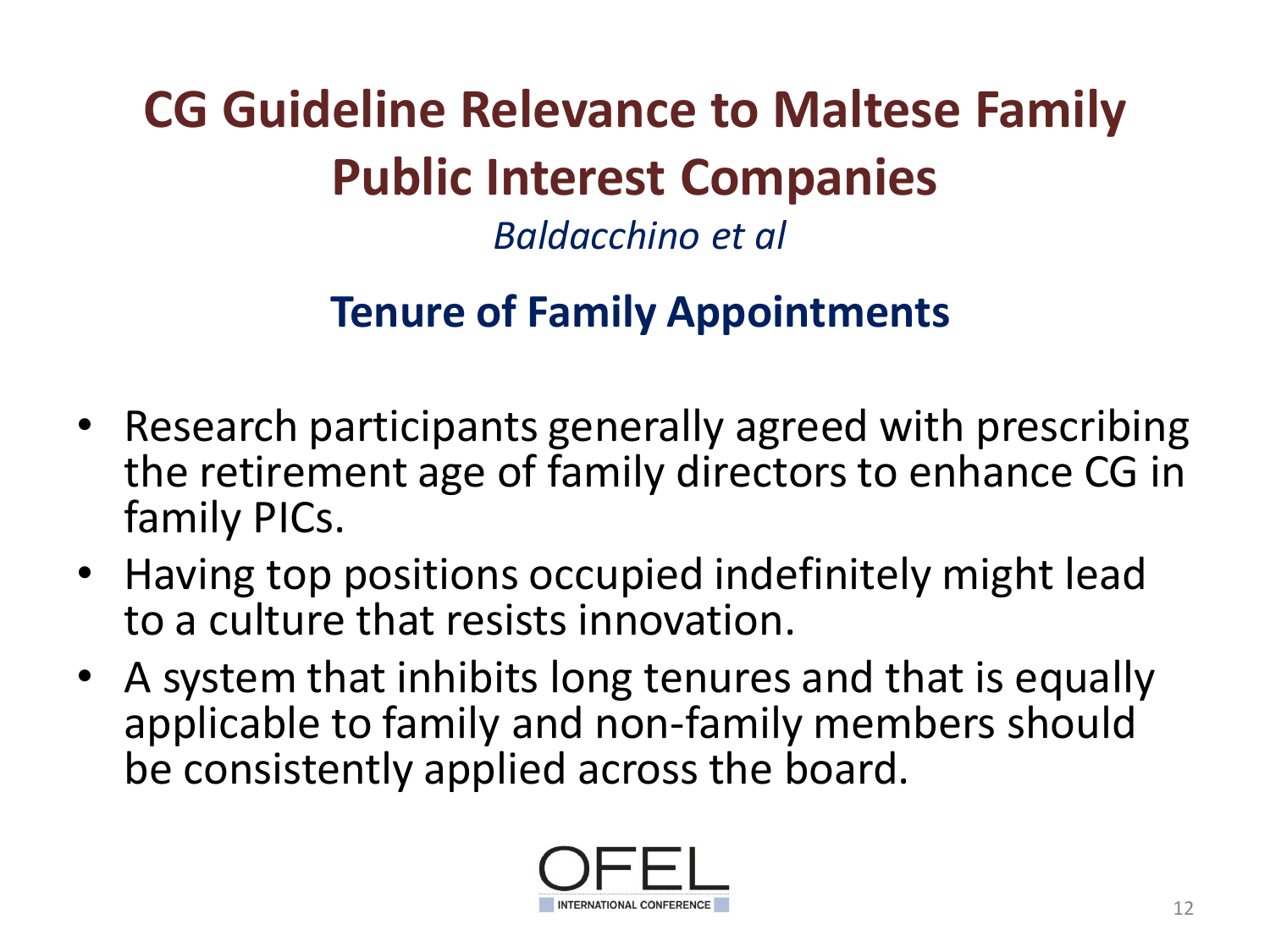# CG Guideline Relevance to Maltese Family Public Interest Companies

*Baldacchino et al*

## Tenure of Family Appointments

- Research participants generally agreed with prescribing the retirement age of family directors to enhance CG in family PICs.
- Having top positions occupied indefinitely might lead to a culture that resists innovation.
- A system that inhibits long tenures and that is equally applicable to family and non-family members should be consistently applied across the board.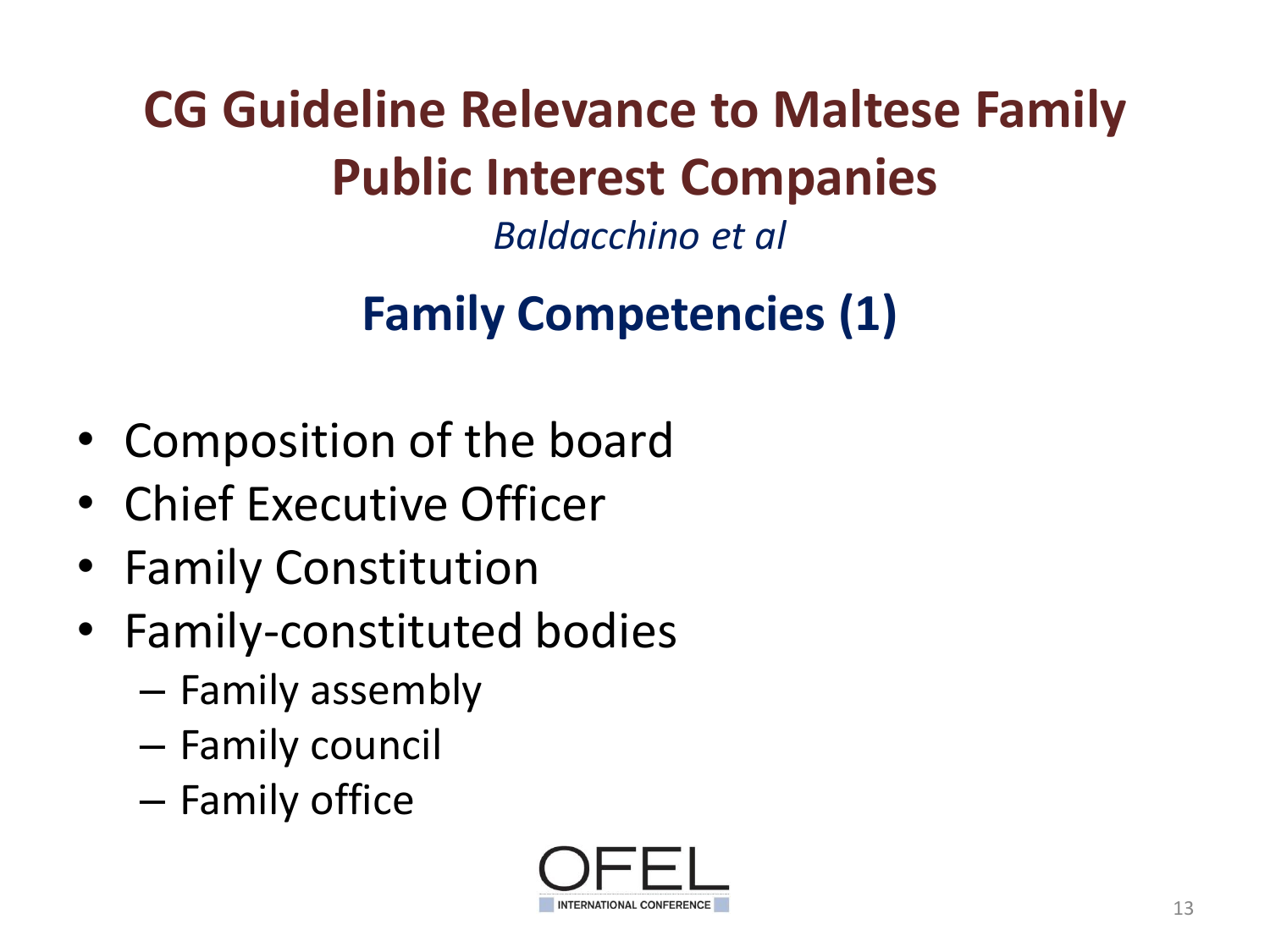# CG Guideline Relevance to Maltese Family Public Interest Companies

*Baldacchino et al*

## Family Competencies (1)

- Composition of the board
- Chief Executive Officer
- Family Constitution
- Family-constituted bodies
  - Family assembly
  - Family council
  - Family office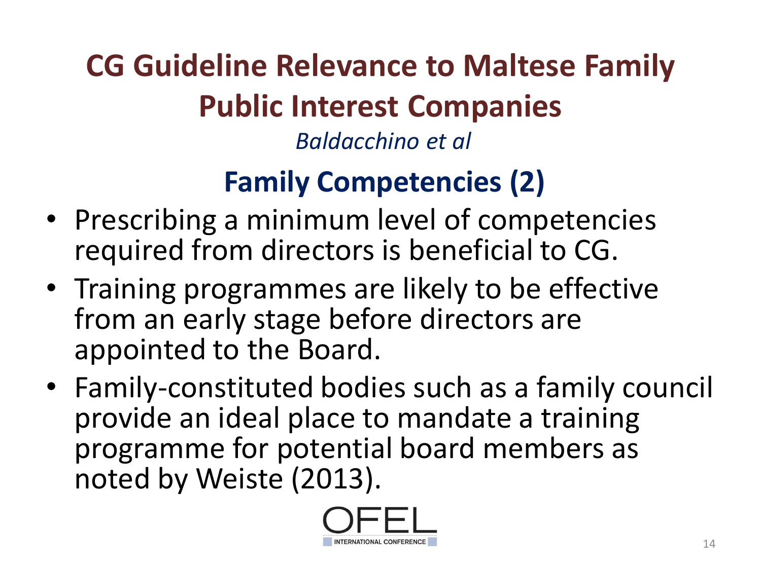# CG Guideline Relevance to Maltese Family Public Interest Companies

*Baldacchino et al*

## Family Competencies (2)

- Prescribing a minimum level of competencies required from directors is beneficial to CG.
- Training programmes are likely to be effective from an early stage before directors are appointed to the Board.
- Family-constituted bodies such as a family council provide an ideal place to mandate a training programme for potential board members as noted by Weiste (2013).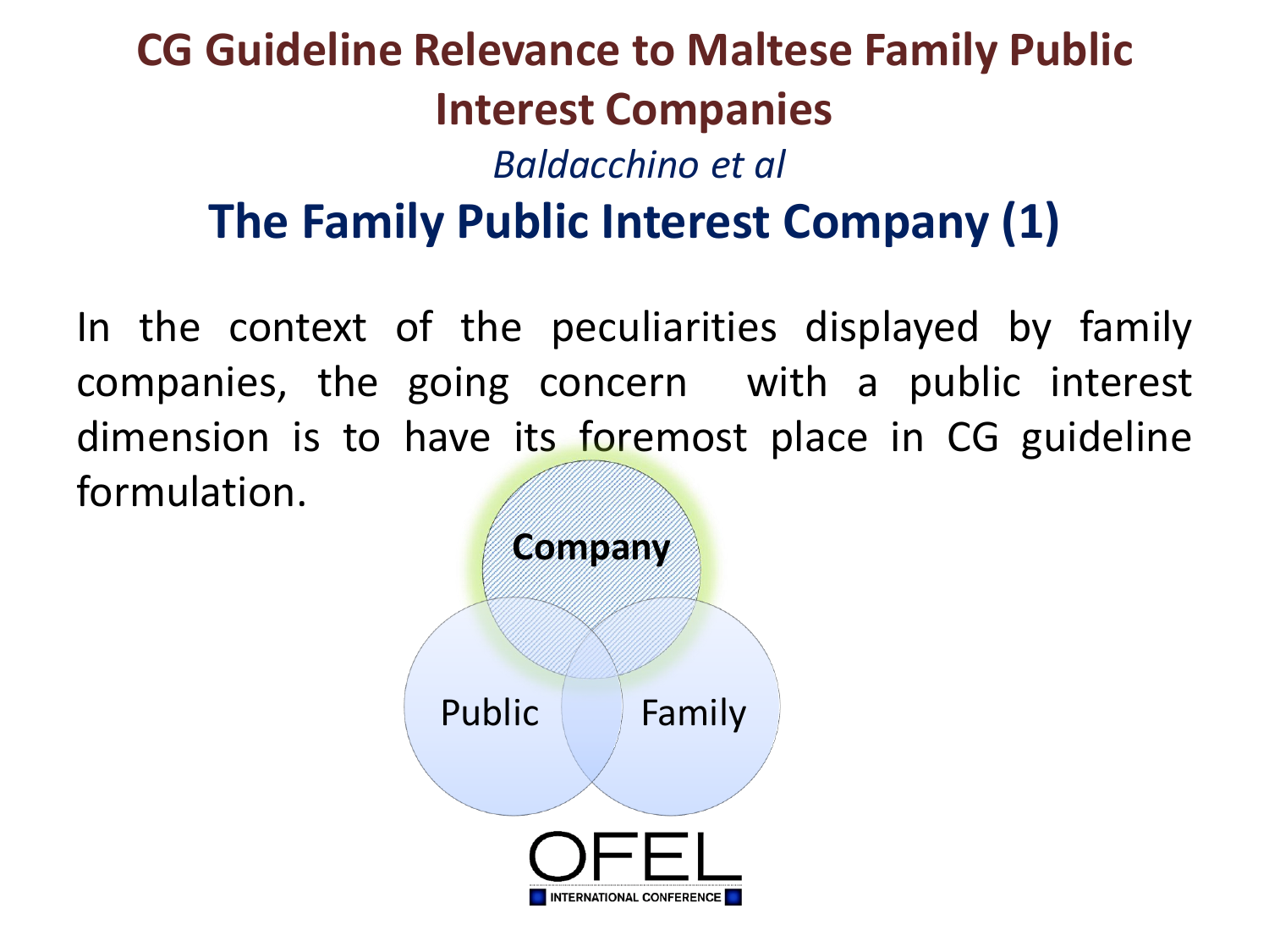# CG Guideline Relevance to Maltese Family Public Interest Companies

*Baldacchino et al*

## The Family Public Interest Company (1)

In the context of the peculiarities displayed by family companies, the going concern with a public interest dimension is to have its foremost place in CG guideline formulation.

**Company**

Public

Family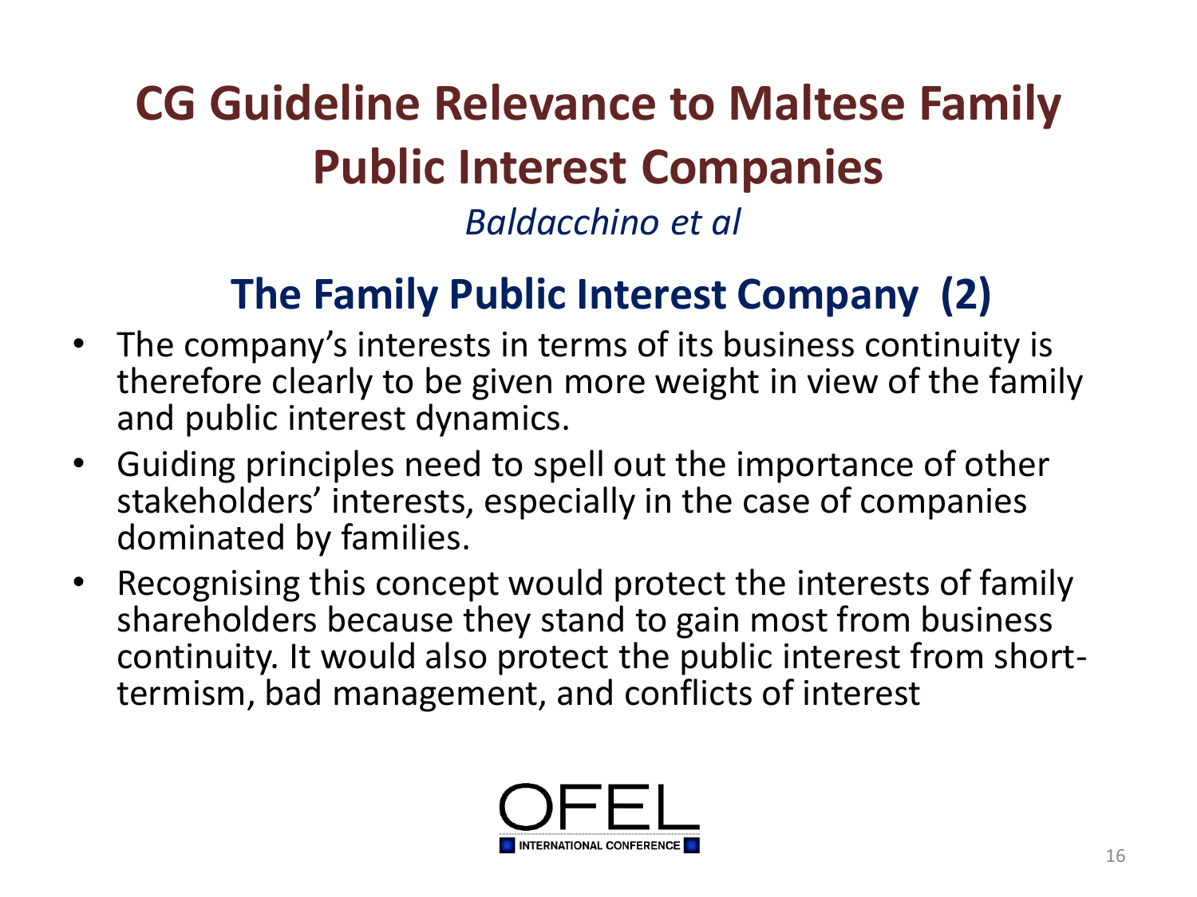# CG Guideline Relevance to Maltese Family Public Interest Companies

*Baldacchino et al*

## The Family Public Interest Company (2)

- The company's interests in terms of its business continuity is therefore clearly to be given more weight in view of the family and public interest dynamics.
- Guiding principles need to spell out the importance of other stakeholders' interests, especially in the case of companies dominated by families.
- Recognising this concept would protect the interests of family shareholders because they stand to gain most from business continuity. It would also protect the public interest from short-termism, bad management, and conflicts of interest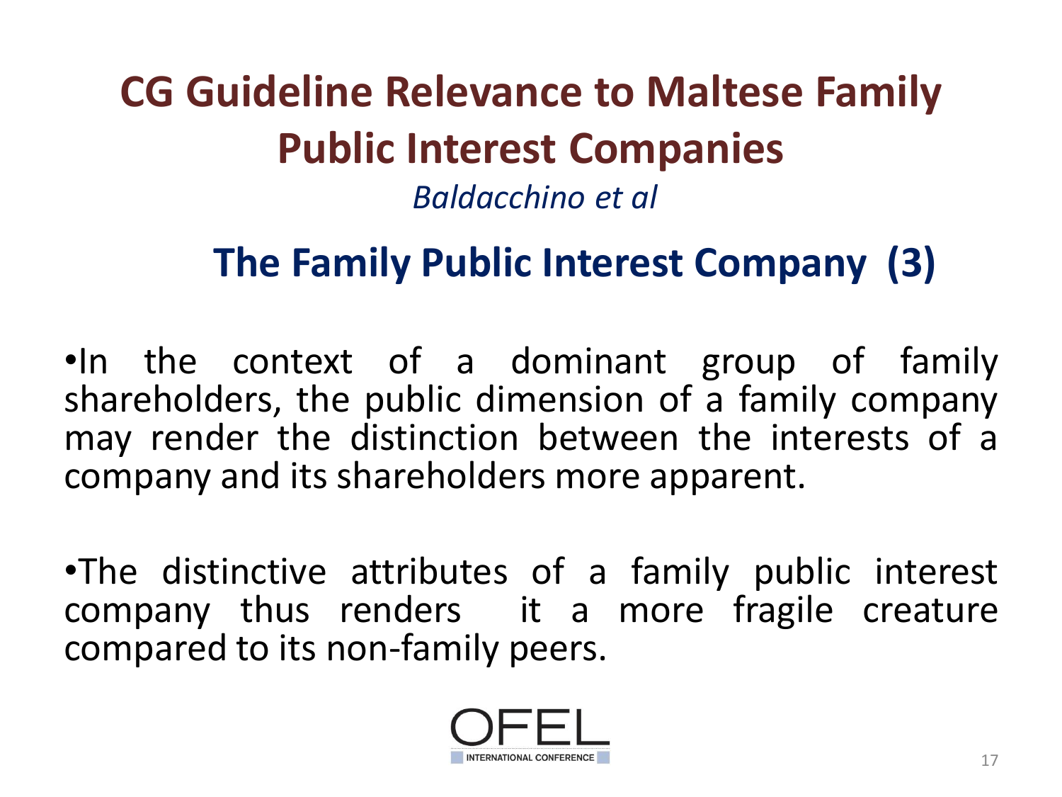# CG Guideline Relevance to Maltese Family Public Interest Companies

*Baldacchino et al*

## The Family Public Interest Company (3)

- In the context of a dominant group of family shareholders, the public dimension of a family company may render the distinction between the interests of a company and its shareholders more apparent.

- The distinctive attributes of a family public interest company thus renders it a more fragile creature compared to its non-family peers.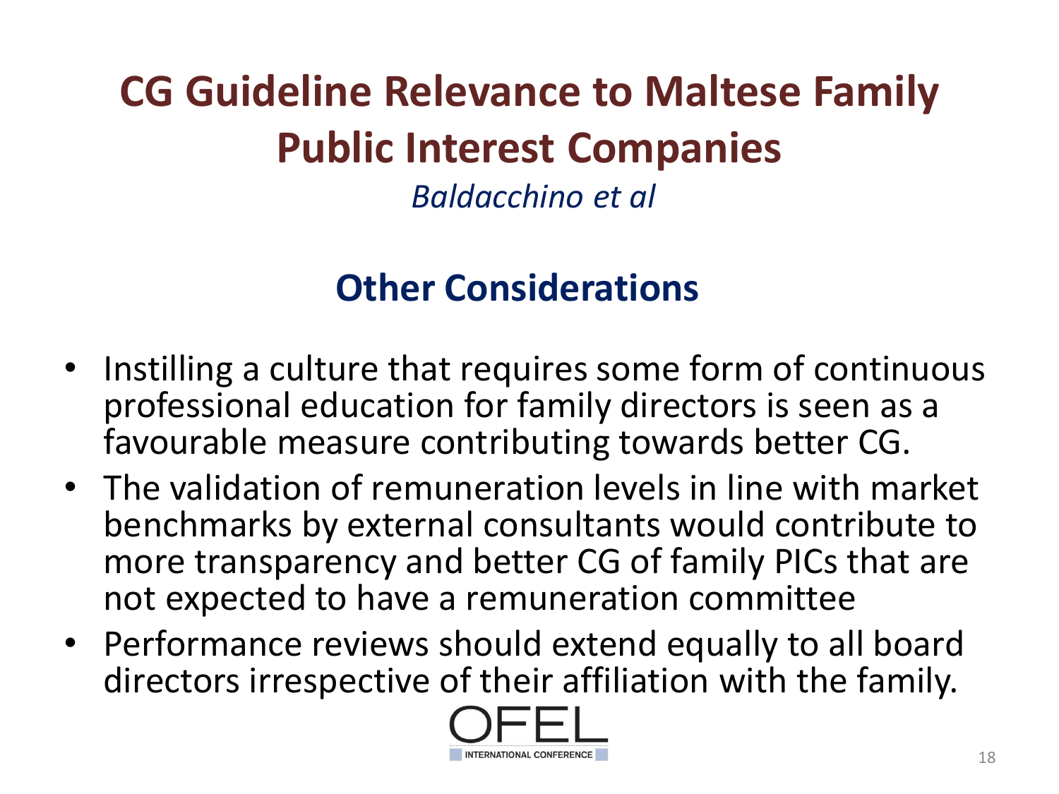# CG Guideline Relevance to Maltese Family Public Interest Companies

*Baldacchino et al*

## Other Considerations

- Instilling a culture that requires some form of continuous professional education for family directors is seen as a favourable measure contributing towards better CG.
- The validation of remuneration levels in line with market benchmarks by external consultants would contribute to more transparency and better CG of family PICs that are not expected to have a remuneration committee
- Performance reviews should extend equally to all board directors irrespective of their affiliation with the family.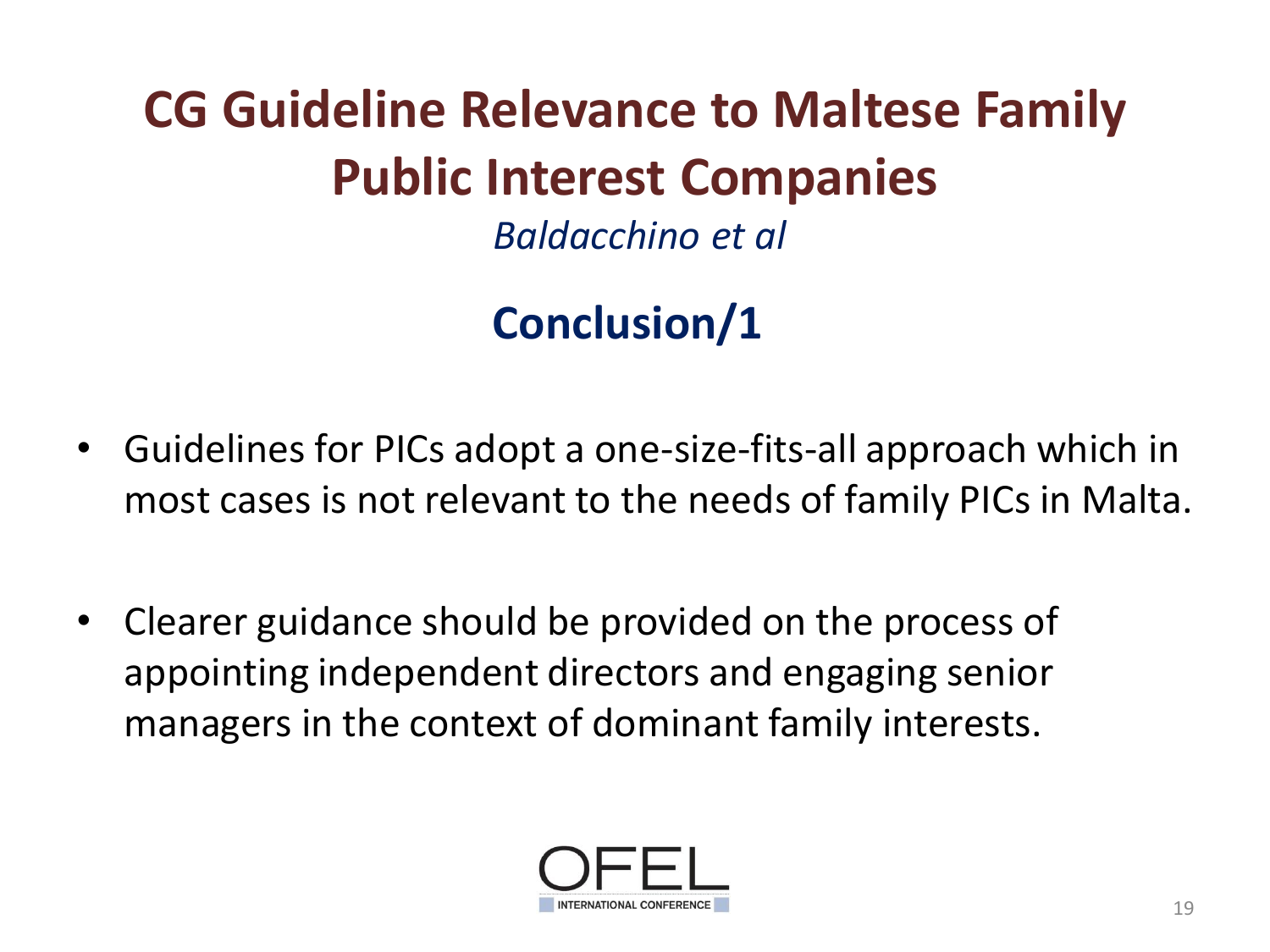# CG Guideline Relevance to Maltese Family Public Interest Companies

*Baldacchino et al*

## Conclusion/1

- Guidelines for PICs adopt a one-size-fits-all approach which in most cases is not relevant to the needs of family PICs in Malta.

- Clearer guidance should be provided on the process of appointing independent directors and engaging senior managers in the context of dominant family interests.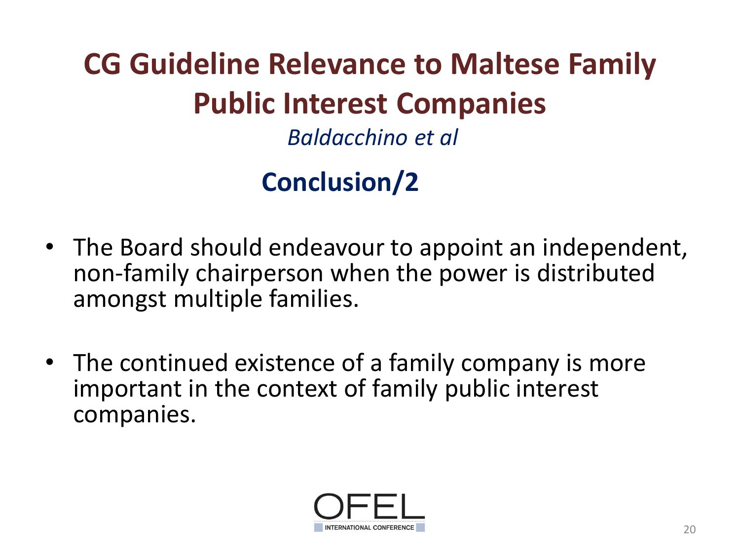# CG Guideline Relevance to Maltese Family Public Interest Companies

*Baldacchino et al*

## Conclusion/2

- The Board should endeavour to appoint an independent, non-family chairperson when the power is distributed amongst multiple families.
- The continued existence of a family company is more important in the context of family public interest companies.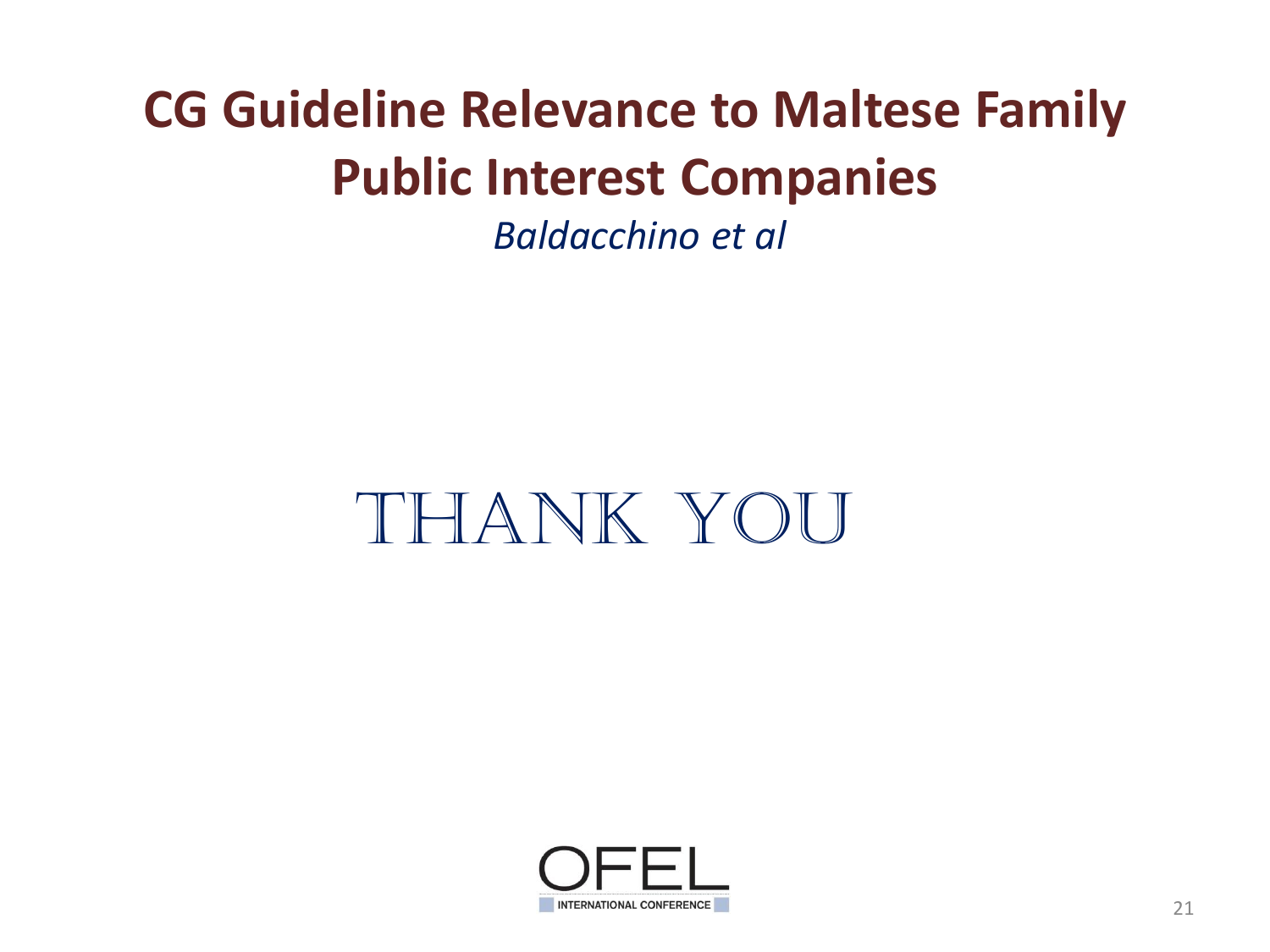# CG Guideline Relevance to Maltese Family Public Interest Companies

*Baldacchino et al*

THANK YOU

OFEL

INTERNATIONAL CONFERENCE